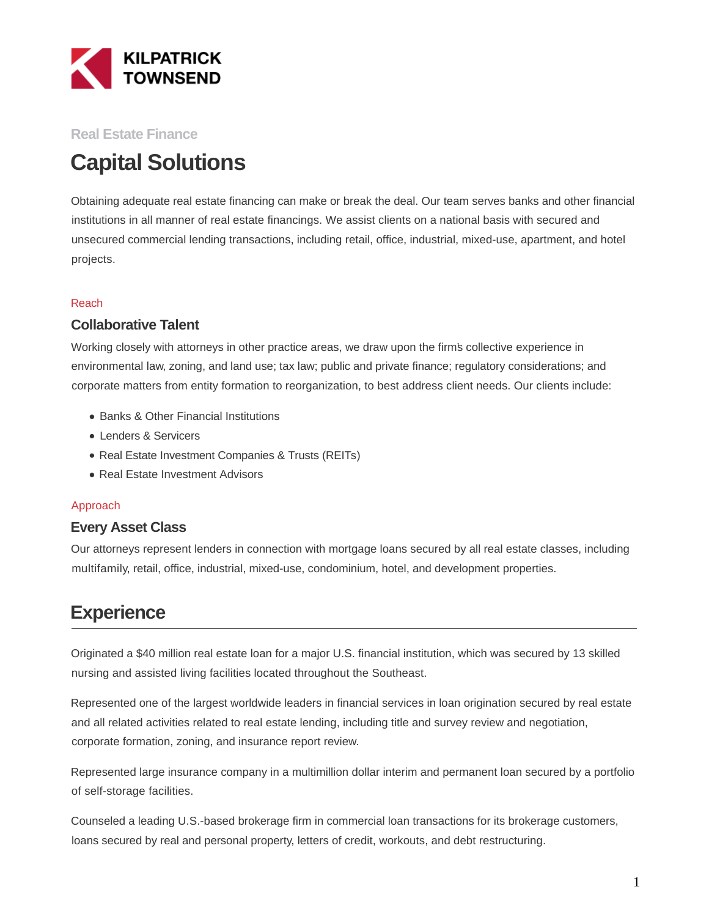KILPATRICK TOWNSEND

Real Estate Finance

# Capital Solutions

Obtaining adequate real estate financing can make or break the deal. Our team serves banks and other financial institutions in all manner of real estate financings. We assist clients on a national basis with secured and unsecured commercial lending transactions, including retail, office, industrial, mixed-use, apartment, and hotel projects.

Reach

### Collaborative Talent

Working closely with attorneys in other practice areas, we draw upon the firm's collective experience in environmental law, zoning, and land use; tax law; public and private finance; regulatory considerations; and corporate matters from entity formation to reorganization, to best address client needs. Our clients include:

- Banks & Other Financial Institutions
- Lenders & Servicers
- Real Estate Investment Companies & Trusts (REITs)
- Real Estate Investment Advisors

Approach

### Every Asset Class

Our attorneys represent lenders in connection with mortgage loans secured by all real estate classes, including multifamily, retail, office, industrial, mixed-use, condominium, hotel, and development properties.

## Experience

Originated a $40 million real estate loan for a major U.S. financial institution, which was secured by 13 skilled nursing and assisted living facilities located throughout the Southeast.

Represented one of the largest worldwide leaders in financial services in loan origination secured by real estate and all related activities related to real estate lending, including title and survey review and negotiation, corporate formation, zoning, and insurance report review.

Represented large insurance company in a multimillion dollar interim and permanent loan secured by a portfolio of self-storage facilities.

Counseled a leading U.S.-based brokerage firm in commercial loan transactions for its brokerage customers, loans secured by real and personal property, letters of credit, workouts, and debt restructuring.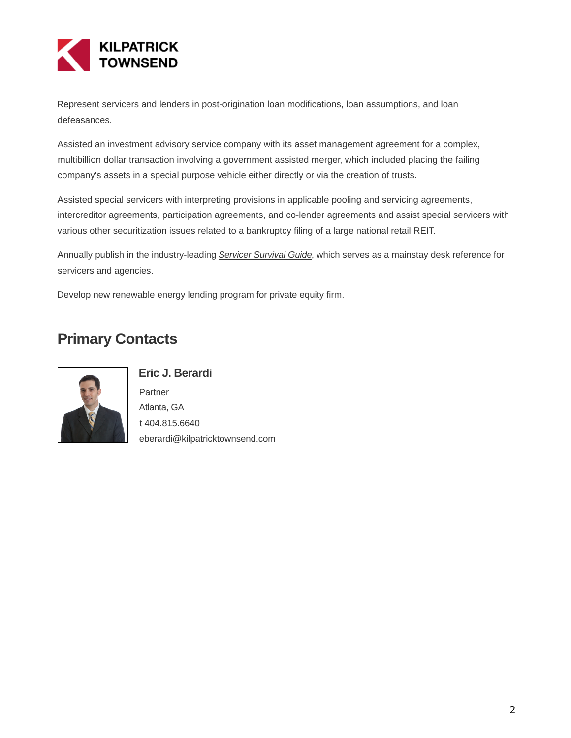Represent servicers and lenders in post-origination loan modifications, loan assumptions, and loan defeasances.

Assisted an investment advisory service company with its asset management agreement for a complex, multibillion dollar transaction involving a government assisted merger, which included placing the failing company's assets in a special purpose vehicle either directly or via the creation of trusts.

Assisted special servicers with interpreting provisions in applicable pooling and servicing agreements, intercreditor agreements, participation agreements, and co-lender agreements and assist special servicers with various other securitization issues related to a bankruptcy filing of a large national retail REIT.

Annually publish in the industry-leading *Servicer Survival Guide*, which serves as a mainstay desk reference for servicers and agencies.

Develop new renewable energy lending program for private equity firm.

## Primary Contacts

### Eric J. Berardi

Partner
Atlanta, GA
t 404.815.6640
eberardi@kilpatricktownsend.com